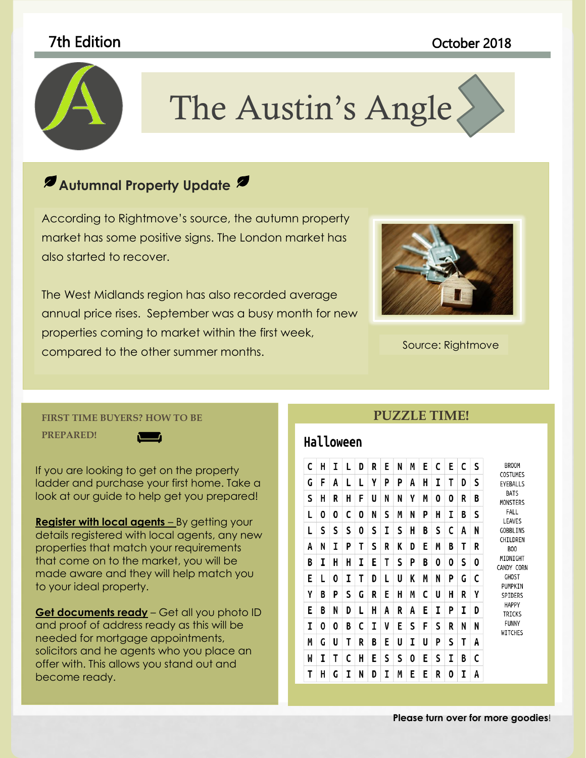7th Edition

October 2018

# The Austin's Angle

## Autumnal Property Update

According to Rightmove's source, the autumn property market has some positive signs. The London market has also started to recover.

The West Midlands region has also recorded average annual price rises. September was a busy month for new properties coming to market within the first week, compared to the other summer months.

Source: Rightmove

## FIRST TIME BUYERS? HOW TO BE PREPARED!

If you are looking to get on the property ladder and purchase your first home. Take a look at our guide to help get you prepared!

**Register with local agents –** By getting your details registered with local agents, any new properties that match your requirements that come on to the market, you will be made aware and they will help match you to your ideal property.

**Get documents ready** – Get all you photo ID and proof of address ready as this will be needed for mortgage appointments, solicitors and he agents who you place an offer with. This allows you stand out and become ready.

## PUZZLE TIME!

### Halloween

```
C H I L D R E N M E C E C S
G F A L L Y P P A H I T D S
S H R H F U N N Y M O O R B
L O O C O N S M N P H I B S
L S S S O S I S H B S C A N
A N I P T S R K D E M B T R
B I H H I E T S P B O O S O
E L O I T D L U K M N P G C
Y B P S G R E H M C U H R Y
E B N D L H A R A E I P I D
I O O B C I V E S F S R N N
M G U T R B E U I U P S T A
W I T C H E S S O E S I B C
T H G I N D I M E E R O I A
```

BROOM
COSTUMES
EYEBALLS
BATS
MONSTERS
FALL
LEAVES
GOBBLINS
CHILDREN
BOO
MIDNIGHT
CANDY CORN
GHOST
PUMPKIN
SPIDERS
HAPPY
TRICKS
FUNNY
WITCHES

**Please turn over for more goodies!**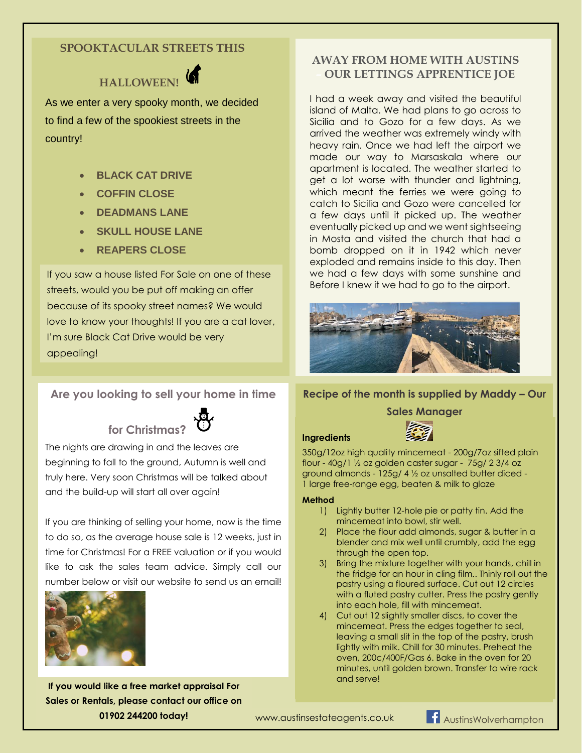## SPOOKTACULAR STREETS THIS HALLOWEEN!

As we enter a very spooky month, we decided to find a few of the spookiest streets in the country!

- **BLACK CAT DRIVE**
- **COFFIN CLOSE**
- **DEADMANS LANE**
- **SKULL HOUSE LANE**
- **REAPERS CLOSE**

If you saw a house listed For Sale on one of these streets, would you be put off making an offer because of its spooky street names? We would love to know your thoughts! If you are a cat lover, I'm sure Black Cat Drive would be very appealing!

## Are you looking to sell your home in time for Christmas?

The nights are drawing in and the leaves are beginning to fall to the ground, Autumn is well and truly here. Very soon Christmas will be talked about and the build-up will start all over again!

If you are thinking of selling your home, now is the time to do so, as the average house sale is 12 weeks, just in time for Christmas! For a FREE valuation or if you would like to ask the sales team advice. Simply call our number below or visit our website to send us an email!

**If you would like a free market appraisal For Sales or Rentals, please contact our office on 01902 244200 today!**

## AWAY FROM HOME WITH AUSTINS – OUR LETTINGS APPRENTICE JOE

I had a week away and visited the beautiful island of Malta. We had plans to go across to Sicilia and to Gozo for a few days. As we arrived the weather was extremely windy with heavy rain. Once we had left the airport we made our way to Marsaskala where our apartment is located. The weather started to get a lot worse with thunder and lightning, which meant the ferries we were going to catch to Sicilia and Gozo were cancelled for a few days until it picked up. The weather eventually picked up and we went sightseeing in Mosta and visited the church that had a bomb dropped on it in 1942 which never exploded and remains inside to this day. Then we had a few days with some sunshine and Before I knew it we had to go to the airport.

## Recipe of the month is supplied by Maddy – Our Sales Manager

**Ingredients**

350g/12oz high quality mincemeat - 200g/7oz sifted plain flour - 40g/1 ½ oz golden caster sugar - 75g/ 2 3/4 oz ground almonds - 125g/ 4 ½ oz unsalted butter diced - 1 large free-range egg, beaten & milk to glaze

**Method**

1) Lightly butter 12-hole pie or patty tin. Add the mincemeat into bowl, stir well.
2) Place the flour add almonds, sugar & butter in a blender and mix well until crumbly, add the egg through the open top.
3) Bring the mixture together with your hands, chill in the fridge for an hour in cling film.. Thinly roll out the pastry using a floured surface. Cut out 12 circles with a fluted pastry cutter. Press the pastry gently into each hole, fill with mincemeat.
4) Cut out 12 slightly smaller discs, to cover the mincemeat. Press the edges together to seal, leaving a small slit in the top of the pastry, brush lightly with milk. Chill for 30 minutes. Preheat the oven, 200c/400F/Gas 6. Bake in the oven for 20 minutes, until golden brown. Transfer to wire rack and serve!

www.austinsestateagents.co.uk AustinsWolverhampton